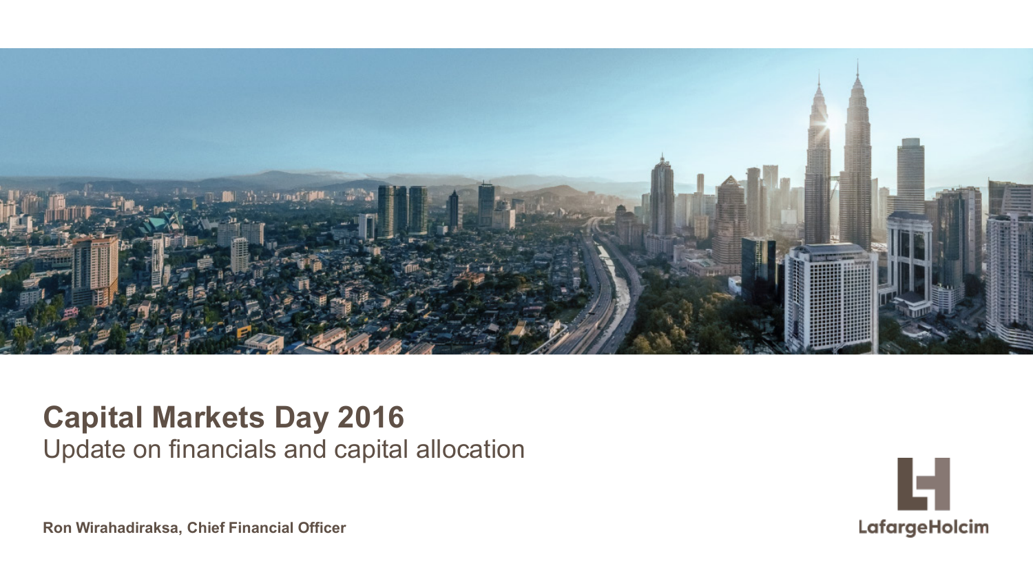# Capital Markets Day 2016

Update on financials and capital allocation

**Ron Wirahadiraksa, Chief Financial Officer**

LafargeHolcim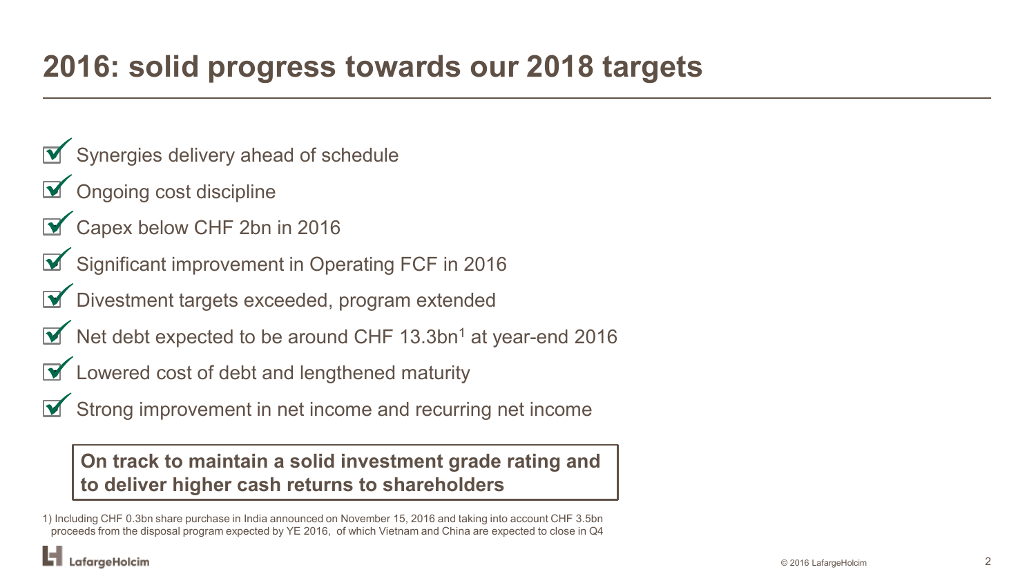# 2016: solid progress towards our 2018 targets

- ☑ Synergies delivery ahead of schedule
- ☑ Ongoing cost discipline
- ☑ Capex below CHF 2bn in 2016
- ☑ Significant improvement in Operating FCF in 2016
- ☑ Divestment targets exceeded, program extended
- ☑ Net debt expected to be around CHF 13.3bn[1] at year-end 2016
- ☑ Lowered cost of debt and lengthened maturity
- ☑ Strong improvement in net income and recurring net income

**On track to maintain a solid investment grade rating and to deliver higher cash returns to shareholders**

1) Including CHF 0.3bn share purchase in India announced on November 15, 2016 and taking into account CHF 3.5bn proceeds from the disposal program expected by YE 2016, of which Vietnam and China are expected to close in Q4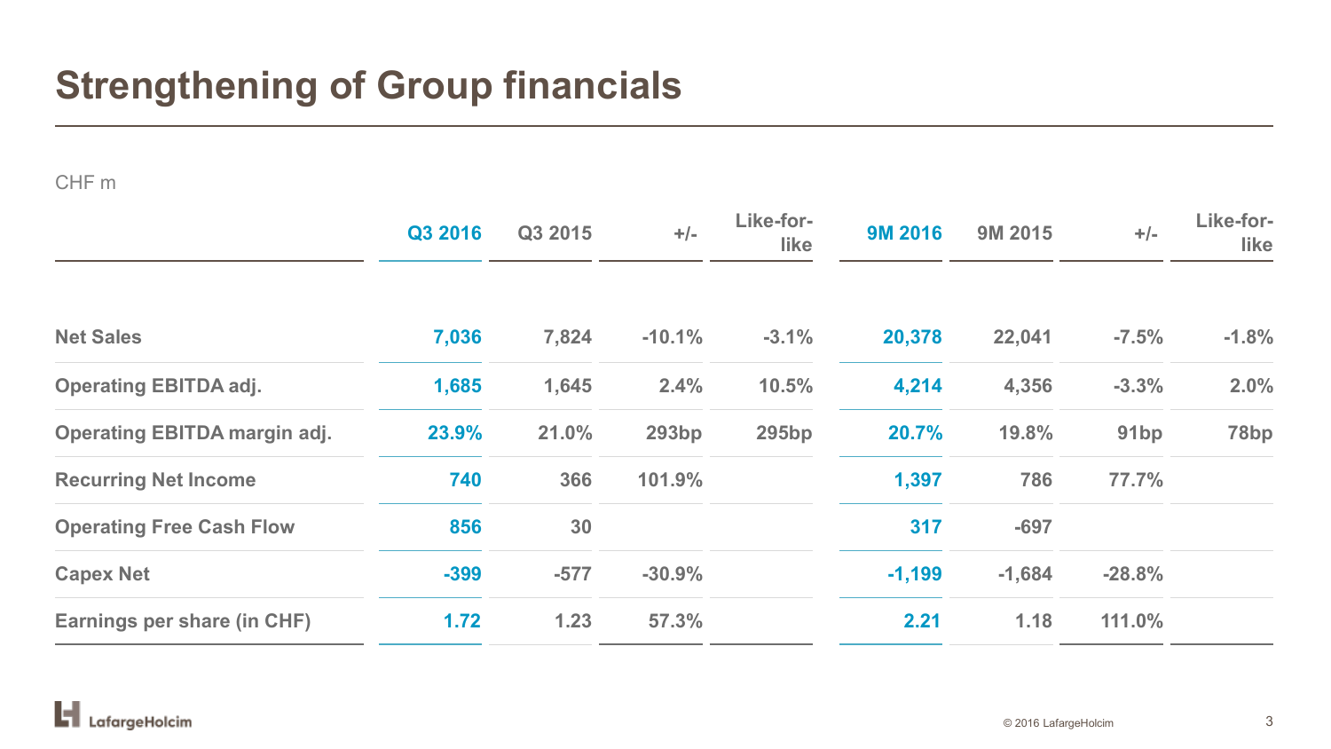# Strengthening of Group financials

CHF m

| | Q3 2016 | Q3 2015 | +/- | Like-for-like | 9M 2016 | 9M 2015 | +/- | Like-for-like |
|---|---|---|---|---|---|---|---|---|
| Net Sales | 7,036 | 7,824 | -10.1% | -3.1% | 20,378 | 22,041 | -7.5% | -1.8% |
| Operating EBITDA adj. | 1,685 | 1,645 | 2.4% | 10.5% | 4,214 | 4,356 | -3.3% | 2.0% |
| Operating EBITDA margin adj. | 23.9% | 21.0% | 293bp | 295bp | 20.7% | 19.8% | 91bp | 78bp |
| Recurring Net Income | 740 | 366 | 101.9% | | 1,397 | 786 | 77.7% | |
| Operating Free Cash Flow | 856 | 30 | | | 317 | -697 | | |
| Capex Net | -399 | -577 | -30.9% | | -1,199 | -1,684 | -28.8% | |
| Earnings per share (in CHF) | 1.72 | 1.23 | 57.3% | | 2.21 | 1.18 | 111.0% | |

LafargeHolcim

© 2016 LafargeHolcim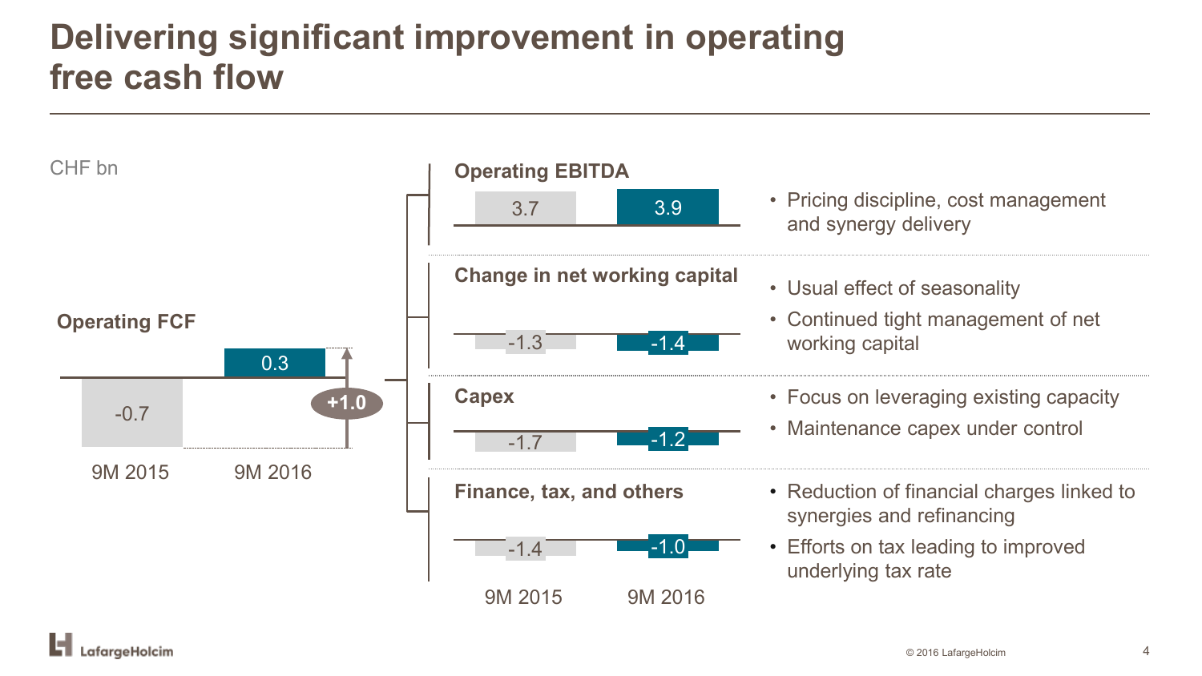# Delivering significant improvement in operating free cash flow

CHF bn

**Operating FCF**

| | 9M 2015 | 9M 2016 |
|---|---|---|
| Operating FCF | -0.7 | 0.3 |

+1.0

| | 9M 2015 | 9M 2016 | Comments |
|---|---|---|---|
| **Operating EBITDA** | 3.7 | 3.9 | • Pricing discipline, cost management and synergy delivery |
| **Change in net working capital** | -1.3 | -1.4 | • Usual effect of seasonality<br>• Continued tight management of net working capital |
| **Capex** | -1.7 | -1.2 | • Focus on leveraging existing capacity<br>• Maintenance capex under control |
| **Finance, tax, and others** | -1.4 | -1.0 | • Reduction of financial charges linked to synergies and refinancing<br>• Efforts on tax leading to improved underlying tax rate |

© 2016 LafargeHolcim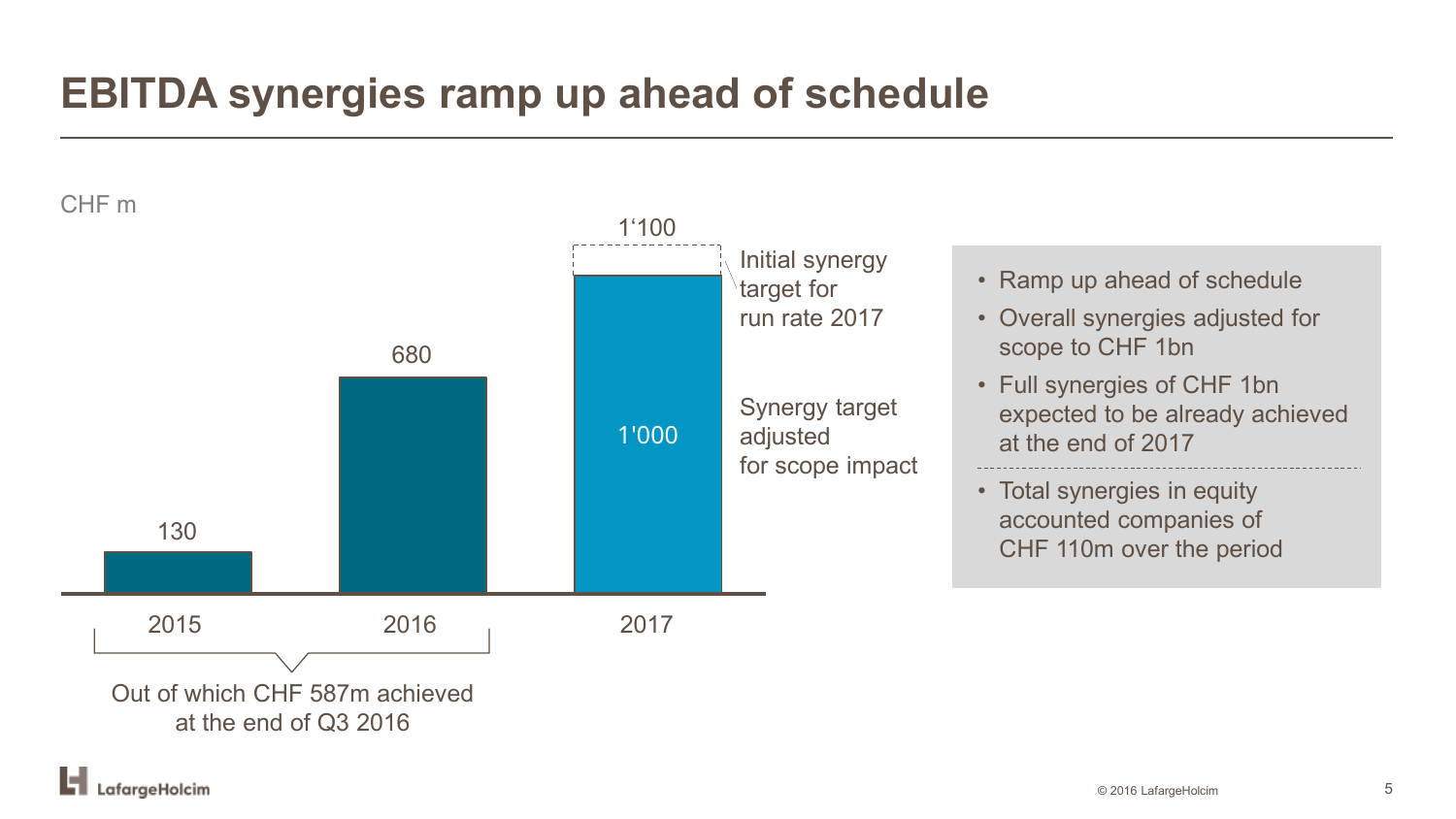# EBITDA synergies ramp up ahead of schedule

CHF m

| Year | Value |
|---|---|
| 2015 | 130 |
| 2016 | 680 |
| 2017 | 1'000 |

2017: 1'100 – Initial synergy target for run rate 2017

2017: 1'000 – Synergy target adjusted for scope impact

2015–2016: Out of which CHF 587m achieved at the end of Q3 2016

- Ramp up ahead of schedule
- Overall synergies adjusted for scope to CHF 1bn
- Full synergies of CHF 1bn expected to be already achieved at the end of 2017

---

- Total synergies in equity accounted companies of CHF 110m over the period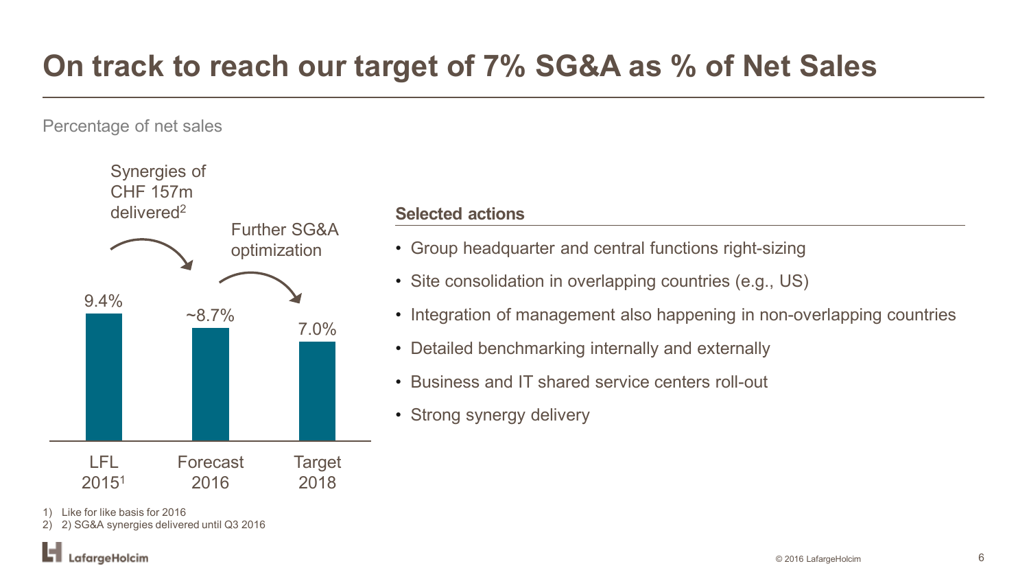# On track to reach our target of 7% SG&A as % of Net Sales

Percentage of net sales

| | LFL 2015[1] | Forecast 2016 | Target 2018 |
|---|---|---|---|
| SG&A as % of net sales | 9.4% | ~8.7% | 7.0% |

Synergies of CHF 157m delivered[2]

Further SG&A optimization

**Selected actions**

- Group headquarter and central functions right-sizing
- Site consolidation in overlapping countries (e.g., US)
- Integration of management also happening in non-overlapping countries
- Detailed benchmarking internally and externally
- Business and IT shared service centers roll-out
- Strong synergy delivery

1) Like for like basis for 2016
2) 2) SG&A synergies delivered until Q3 2016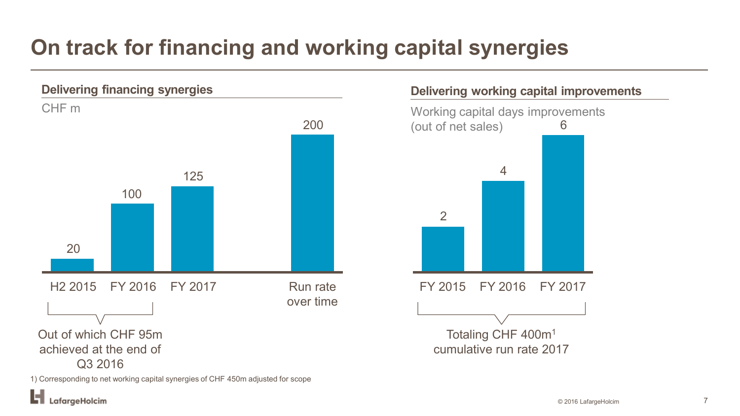# On track for financing and working capital synergies

## Delivering financing synergies

CHF m

| H2 2015 | FY 2016 | FY 2017 | Run rate over time |
|---|---|---|---|
| 20 | 100 | 125 | 200 |

Out of which CHF 95m achieved at the end of Q3 2016

## Delivering working capital improvements

Working capital days improvements (out of net sales)

| FY 2015 | FY 2016 | FY 2017 |
|---|---|---|
| 2 | 4 | 6 |

Totaling CHF 400m[1] cumulative run rate 2017

1) Corresponding to net working capital synergies of CHF 450m adjusted for scope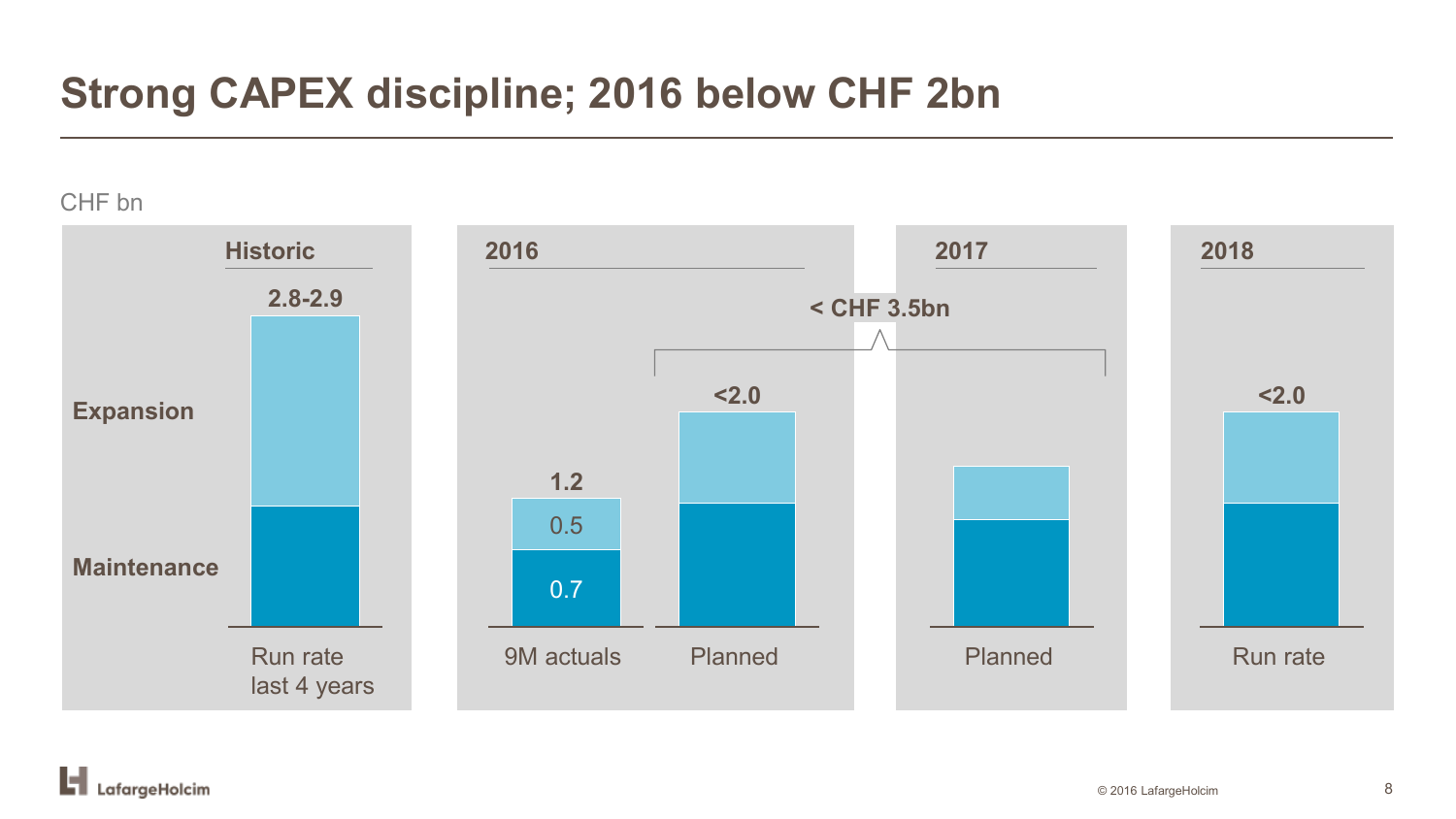# Strong CAPEX discipline; 2016 below CHF 2bn

CHF bn

| | Historic | 2016 | | 2017 | 2018 |
|---|---|---|---|---|---|
| | Run rate last 4 years | 9M actuals | Planned | Planned | Run rate |
| Total | 2.8-2.9 | 1.2 | <2.0 | | <2.0 |
| Expansion | | 0.5 | | | |
| Maintenance | | 0.7 | | | |

2016 Planned + 2017 Planned: < CHF 3.5bn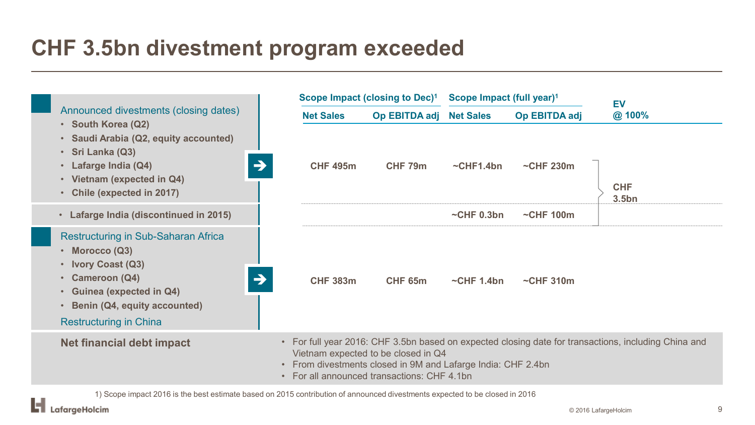# CHF 3.5bn divestment program exceeded

| | Scope Impact (closing to Dec)[1] | | Scope Impact (full year)[1] | | EV |
|---|---|---|---|---|---|
| | Net Sales | Op EBITDA adj | Net Sales | Op EBITDA adj | @ 100% |
| **Announced divestments (closing dates)**<br>• South Korea (Q2)<br>• Saudi Arabia (Q2, equity accounted)<br>• Sri Lanka (Q3)<br>• Lafarge India (Q4)<br>• Vietnam (expected in Q4)<br>• Chile (expected in 2017) | CHF 495m | CHF 79m | ~CHF1.4bn | ~CHF 230m | CHF 3.5bn |
| • Lafarge India (discontinued in 2015) | | | ~CHF 0.3bn | ~CHF 100m | |
| **Restructuring in Sub-Saharan Africa**<br>• Morocco (Q3)<br>• Ivory Coast (Q3)<br>• Cameroon (Q4)<br>• Guinea (expected in Q4)<br>• Benin (Q4, equity accounted)<br>**Restructuring in China** | CHF 383m | CHF 65m | ~CHF 1.4bn | ~CHF 310m | |

**Net financial debt impact**

- For full year 2016: CHF 3.5bn based on expected closing date for transactions, including China and Vietnam expected to be closed in Q4
- From divestments closed in 9M and Lafarge India: CHF 2.4bn
- For all announced transactions: CHF 4.1bn

1) Scope impact 2016 is the best estimate based on 2015 contribution of announced divestments expected to be closed in 2016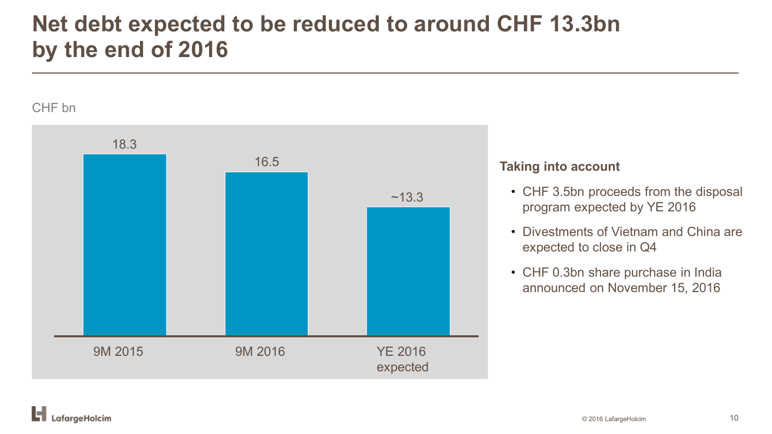# Net debt expected to be reduced to around CHF 13.3bn by the end of 2016

CHF bn

| | 9M 2015 | 9M 2016 | YE 2016 expected |
|---|---|---|---|
| Net debt | 18.3 | 16.5 | ~13.3 |

**Taking into account**

- CHF 3.5bn proceeds from the disposal program expected by YE 2016
- Divestments of Vietnam and China are expected to close in Q4
- CHF 0.3bn share purchase in India announced on November 15, 2016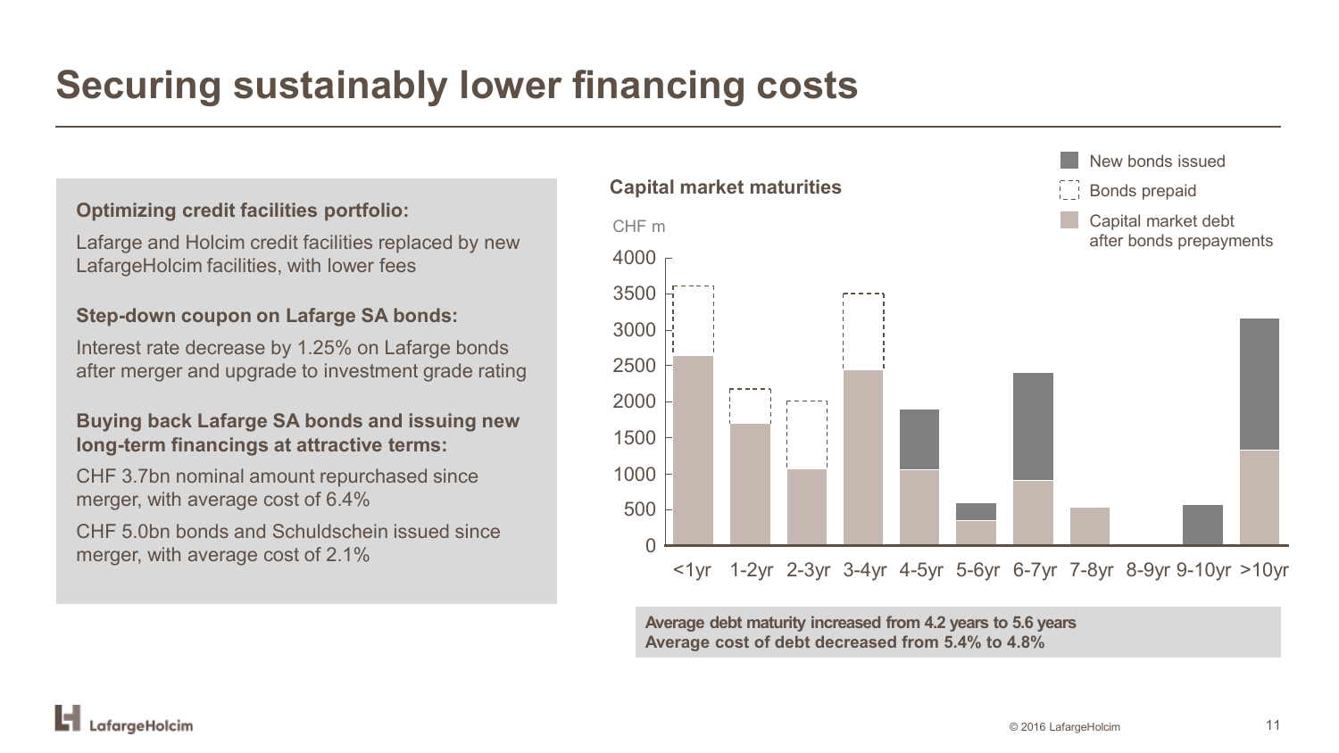# Securing sustainably lower financing costs

**Optimizing credit facilities portfolio:**

Lafarge and Holcim credit facilities replaced by new LafargeHolcim facilities, with lower fees

**Step-down coupon on Lafarge SA bonds:**

Interest rate decrease by 1.25% on Lafarge bonds after merger and upgrade to investment grade rating

**Buying back Lafarge SA bonds and issuing new long-term financings at attractive terms:**

CHF 3.7bn nominal amount repurchased since merger, with average cost of 6.4%

CHF 5.0bn bonds and Schuldschein issued since merger, with average cost of 2.1%

**Capital market maturities**

CHF m

Legend: New bonds issued; Bonds prepaid; Capital market debt after bonds prepayments

Maturity buckets: <1yr, 1-2yr, 2-3yr, 3-4yr, 4-5yr, 5-6yr, 6-7yr, 7-8yr, 8-9yr, 9-10yr, >10yr

**Average debt maturity increased from 4.2 years to 5.6 years**
**Average cost of debt decreased from 5.4% to 4.8%**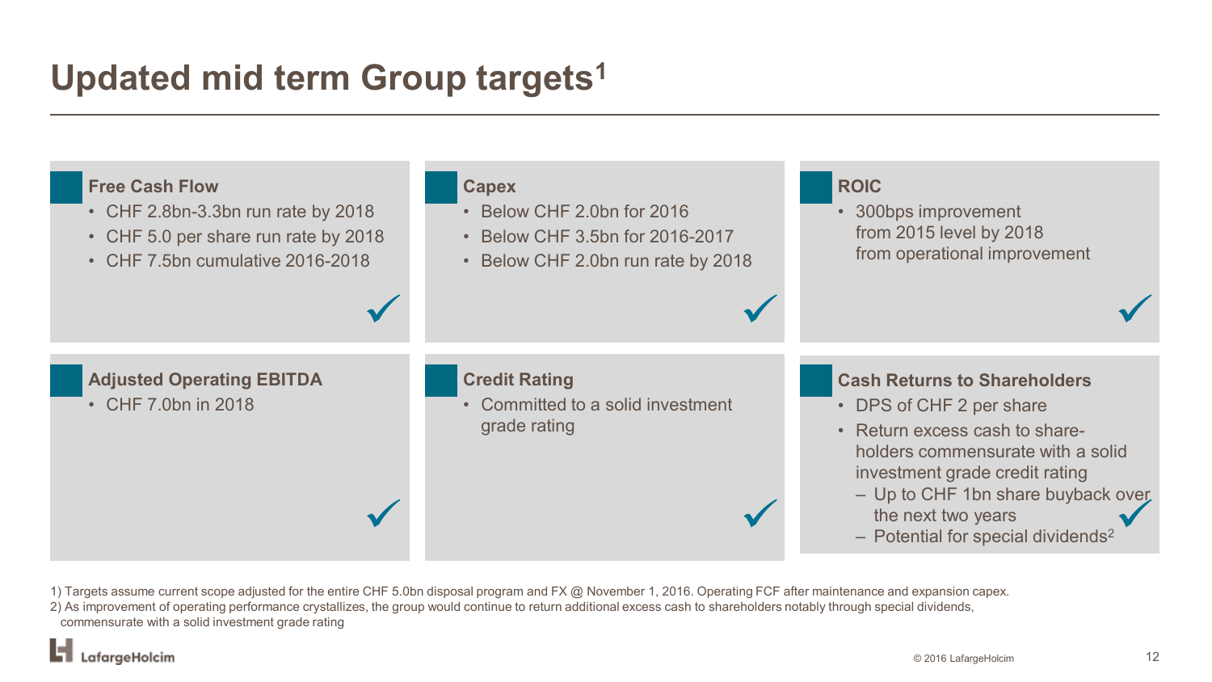# Updated mid term Group targets[1]

### Free Cash Flow

- CHF 2.8bn-3.3bn run rate by 2018
- CHF 5.0 per share run rate by 2018
- CHF 7.5bn cumulative 2016-2018

✓

### Capex

- Below CHF 2.0bn for 2016
- Below CHF 3.5bn for 2016-2017
- Below CHF 2.0bn run rate by 2018

✓

### ROIC

- 300bps improvement from 2015 level by 2018 from operational improvement

✓

### Adjusted Operating EBITDA

- CHF 7.0bn in 2018

✓

### Credit Rating

- Committed to a solid investment grade rating

✓

### Cash Returns to Shareholders

- DPS of CHF 2 per share
- Return excess cash to share-holders commensurate with a solid investment grade credit rating
  - Up to CHF 1bn share buyback over the next two years
  - Potential for special dividends[2]

✓

1) Targets assume current scope adjusted for the entire CHF 5.0bn disposal program and FX @ November 1, 2016. Operating FCF after maintenance and expansion capex.
2) As improvement of operating performance crystallizes, the group would continue to return additional excess cash to shareholders notably through special dividends, commensurate with a solid investment grade rating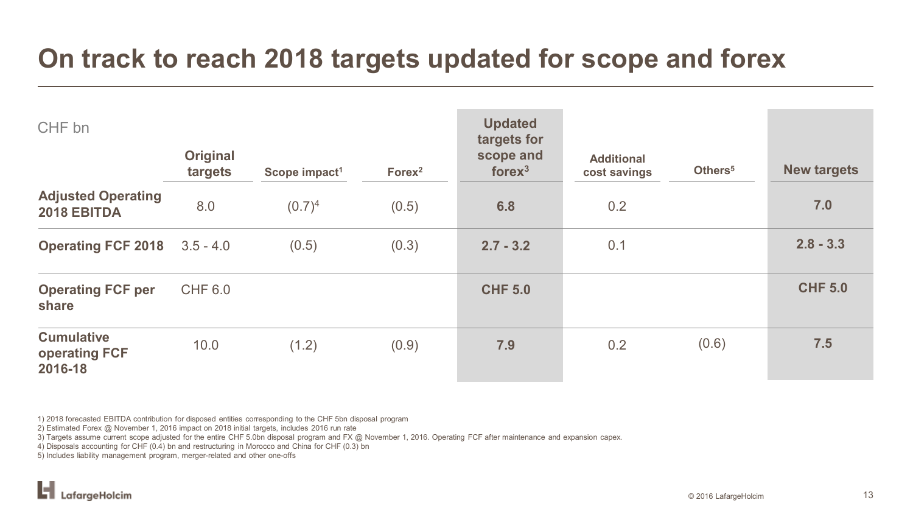# On track to reach 2018 targets updated for scope and forex

| CHF bn | Original targets | Scope impact[1] | Forex[2] | Updated targets for scope and forex[3] | Additional cost savings | Others[5] | New targets |
|---|---|---|---|---|---|---|---|
| **Adjusted Operating 2018 EBITDA** | 8.0 | (0.7)[4] | (0.5) | **6.8** | 0.2 | | **7.0** |
| **Operating FCF 2018** | 3.5 - 4.0 | (0.5) | (0.3) | **2.7 - 3.2** | 0.1 | | **2.8 - 3.3** |
| **Operating FCF per share** | CHF 6.0 | | | **CHF 5.0** | | | **CHF 5.0** |
| **Cumulative operating FCF 2016-18** | 10.0 | (1.2) | (0.9) | **7.9** | 0.2 | (0.6) | **7.5** |

1) 2018 forecasted EBITDA contribution for disposed entities corresponding to the CHF 5bn disposal program
2) Estimated Forex @ November 1, 2016 impact on 2018 initial targets, includes 2016 run rate
3) Targets assume current scope adjusted for the entire CHF 5.0bn disposal program and FX @ November 1, 2016. Operating FCF after maintenance and expansion capex.
4) Disposals accounting for CHF (0.4) bn and restructuring in Morocco and China for CHF (0.3) bn
5) Includes liability management program, merger-related and other one-offs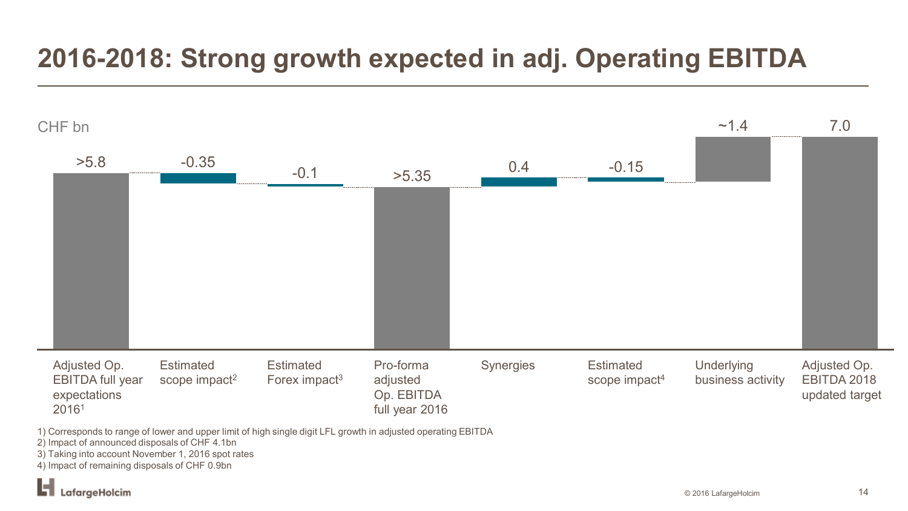# 2016-2018: Strong growth expected in adj. Operating EBITDA

CHF bn

| Item | Value |
| --- | --- |
| Adjusted Op. EBITDA full year expectations 2016[1] | >5.8 |
| Estimated scope impact[2] | -0.35 |
| Estimated Forex impact[3] | -0.1 |
| Pro-forma adjusted Op. EBITDA full year 2016 | >5.35 |
| Synergies | 0.4 |
| Estimated scope impact[4] | -0.15 |
| Underlying business activity | ~1.4 |
| Adjusted Op. EBITDA 2018 updated target | 7.0 |

1) Corresponds to range of lower and upper limit of high single digit LFL growth in adjusted operating EBITDA
2) Impact of announced disposals of CHF 4.1bn
3) Taking into account November 1, 2016 spot rates
4) Impact of remaining disposals of CHF 0.9bn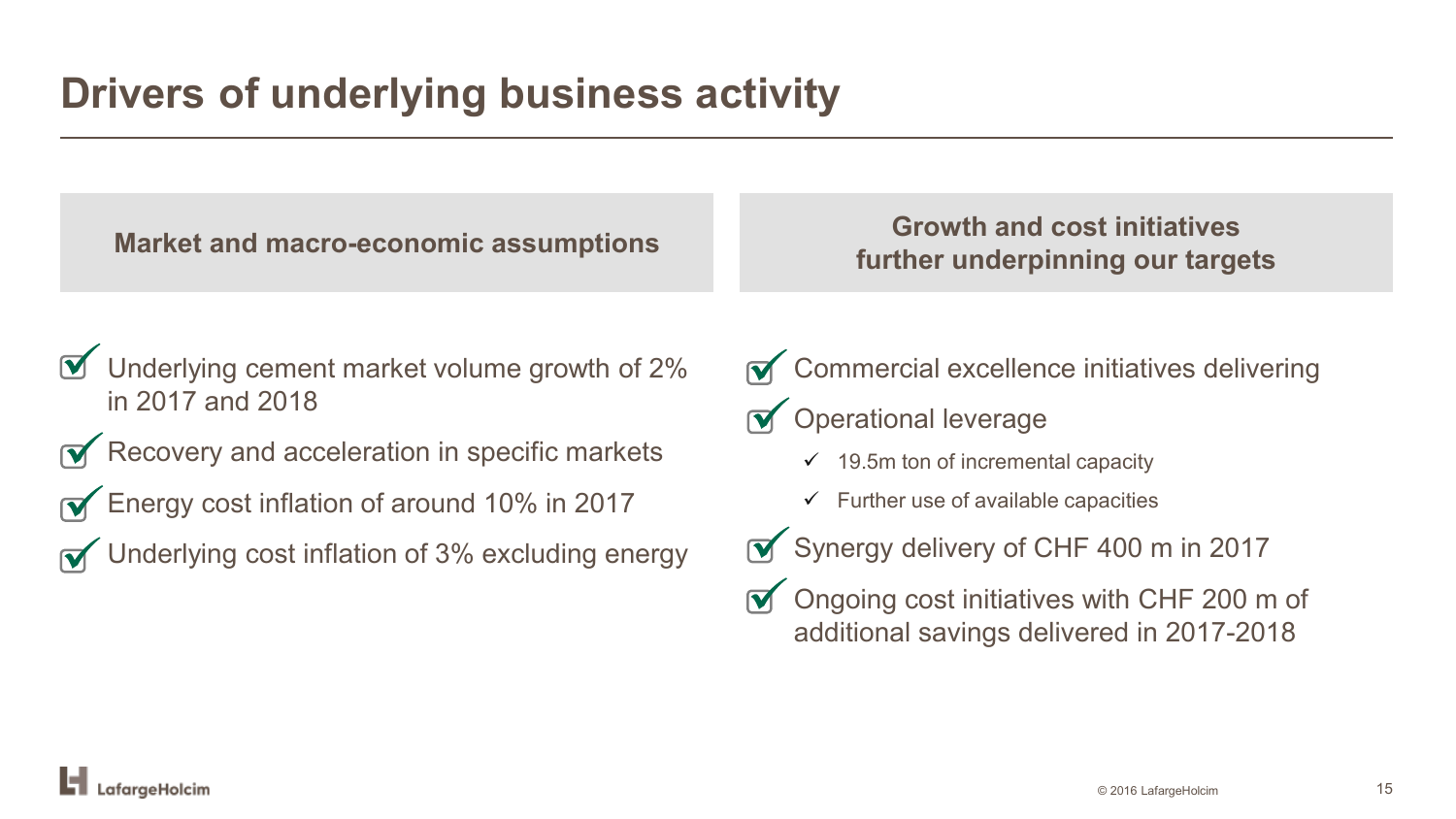# Drivers of underlying business activity

## Market and macro-economic assumptions

- Underlying cement market volume growth of 2% in 2017 and 2018
- Recovery and acceleration in specific markets
- Energy cost inflation of around 10% in 2017
- Underlying cost inflation of 3% excluding energy

## Growth and cost initiatives further underpinning our targets

- Commercial excellence initiatives delivering
- Operational leverage
  - 19.5m ton of incremental capacity
  - Further use of available capacities
- Synergy delivery of CHF 400 m in 2017
- Ongoing cost initiatives with CHF 200 m of additional savings delivered in 2017-2018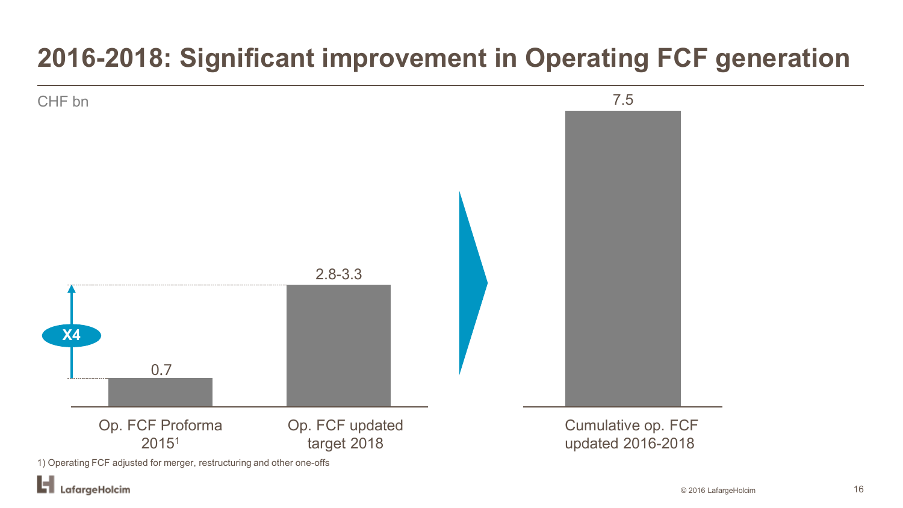# 2016-2018: Significant improvement in Operating FCF generation

CHF bn

| | Op. FCF Proforma 2015[1] | Op. FCF updated target 2018 | Cumulative op. FCF updated 2016-2018 |
|---|---|---|---|
| CHF bn | 0.7 | 2.8-3.3 | 7.5 |

X4

1) Operating FCF adjusted for merger, restructuring and other one-offs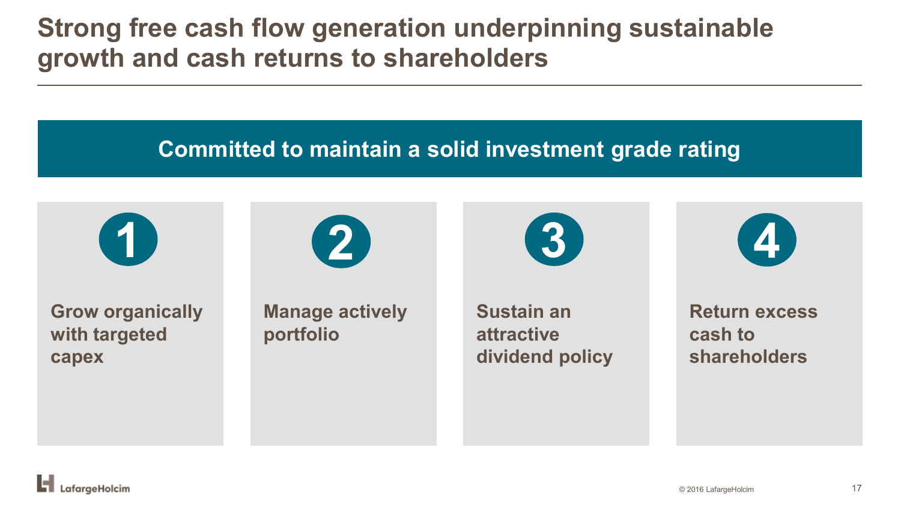# Strong free cash flow generation underpinning sustainable growth and cash returns to shareholders

**Committed to maintain a solid investment grade rating**

1. **Grow organically with targeted capex**
2. **Manage actively portfolio**
3. **Sustain an attractive dividend policy**
4. **Return excess cash to shareholders**

© 2016 LafargeHolcim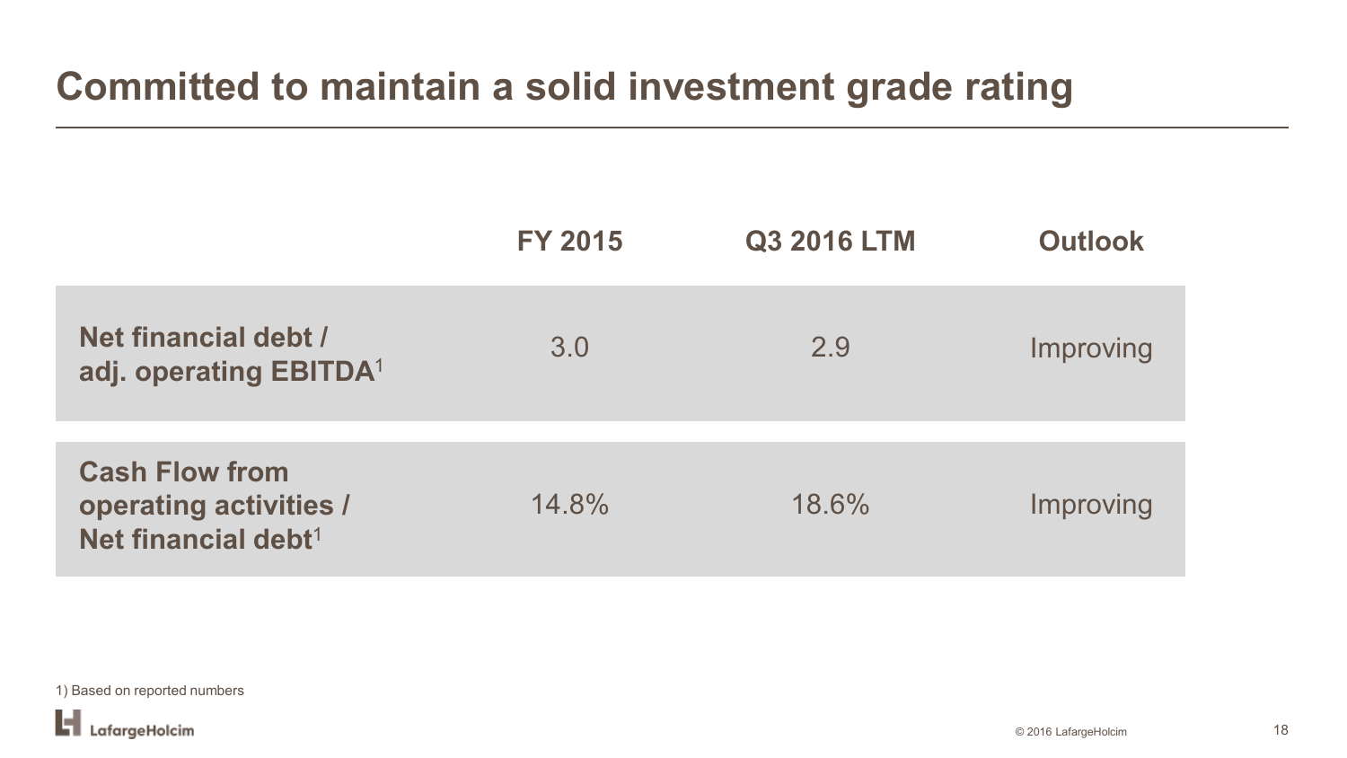# Committed to maintain a solid investment grade rating

| | FY 2015 | Q3 2016 LTM | Outlook |
|---|---|---|---|
| **Net financial debt / adj. operating EBITDA**[1] | 3.0 | 2.9 | Improving |
| **Cash Flow from operating activities / Net financial debt**[1] | 14.8% | 18.6% | Improving |

1) Based on reported numbers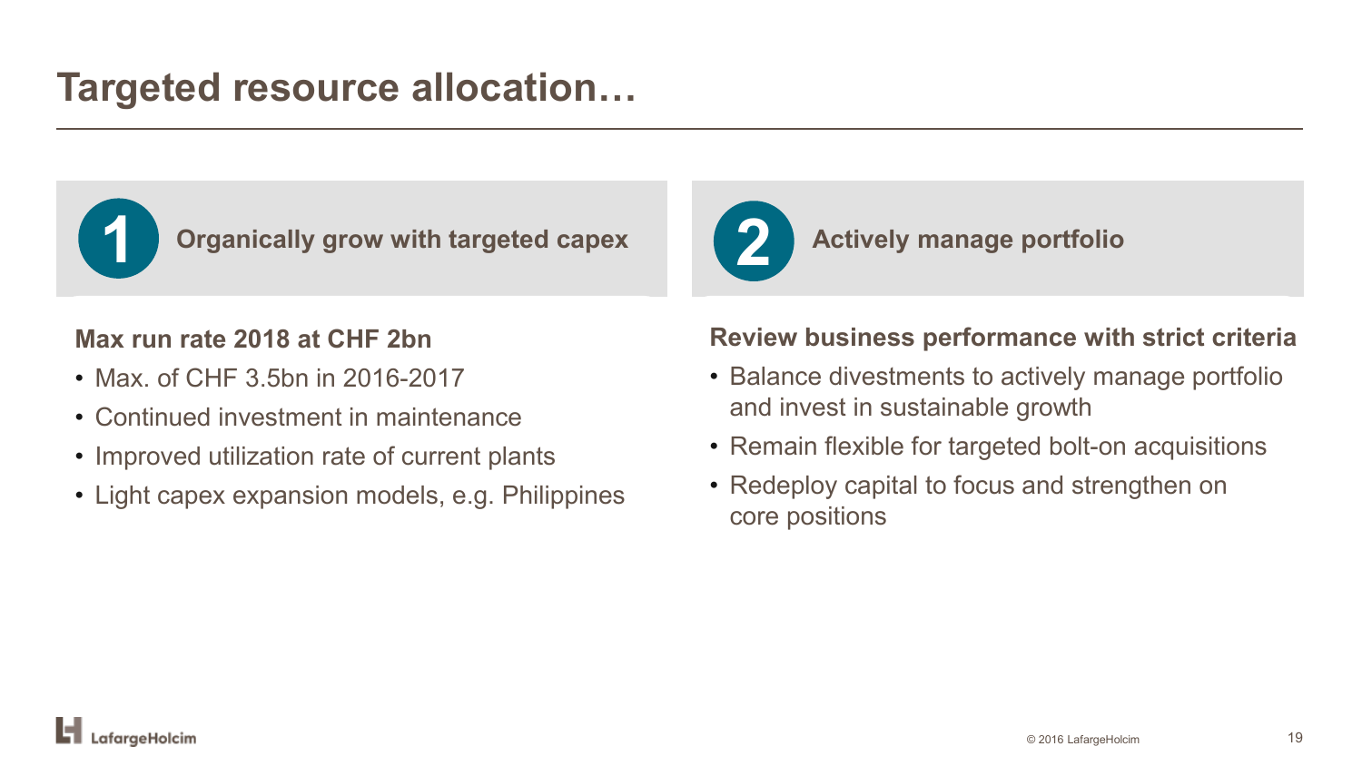# Targeted resource allocation…

## 1 Organically grow with targeted capex

**Max run rate 2018 at CHF 2bn**

- Max. of CHF 3.5bn in 2016-2017
- Continued investment in maintenance
- Improved utilization rate of current plants
- Light capex expansion models, e.g. Philippines

## 2 Actively manage portfolio

**Review business performance with strict criteria**

- Balance divestments to actively manage portfolio and invest in sustainable growth
- Remain flexible for targeted bolt-on acquisitions
- Redeploy capital to focus and strengthen on core positions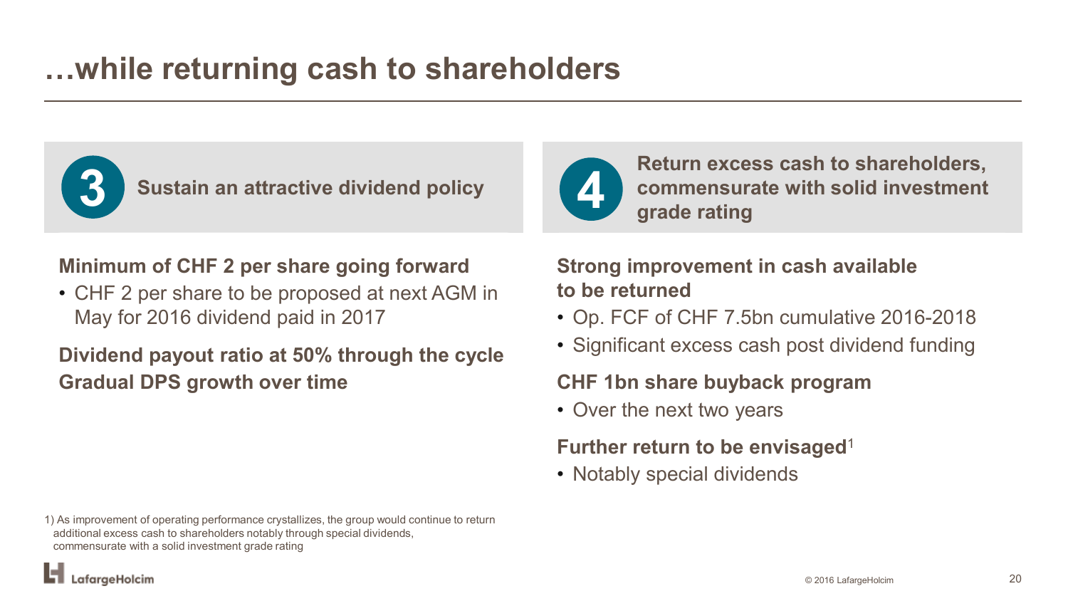# …while returning cash to shareholders

## 3 Sustain an attractive dividend policy

**Minimum of CHF 2 per share going forward**

- CHF 2 per share to be proposed at next AGM in May for 2016 dividend paid in 2017

**Dividend payout ratio at 50% through the cycle**

**Gradual DPS growth over time**

## 4 Return excess cash to shareholders, commensurate with solid investment grade rating

**Strong improvement in cash available to be returned**

- Op. FCF of CHF 7.5bn cumulative 2016-2018
- Significant excess cash post dividend funding

**CHF 1bn share buyback program**

- Over the next two years

**Further return to be envisaged**[1]

- Notably special dividends

1) As improvement of operating performance crystallizes, the group would continue to return additional excess cash to shareholders notably through special dividends, commensurate with a solid investment grade rating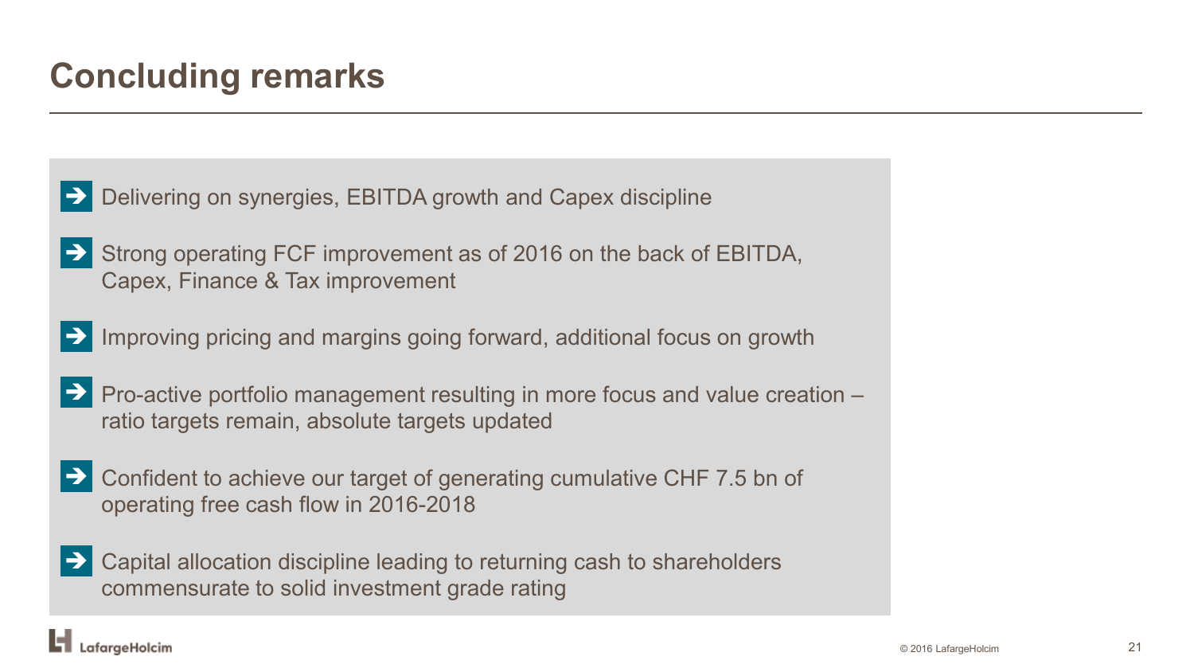# Concluding remarks

- Delivering on synergies, EBITDA growth and Capex discipline
- Strong operating FCF improvement as of 2016 on the back of EBITDA, Capex, Finance & Tax improvement
- Improving pricing and margins going forward, additional focus on growth
- Pro-active portfolio management resulting in more focus and value creation – ratio targets remain, absolute targets updated
- Confident to achieve our target of generating cumulative CHF 7.5 bn of operating free cash flow in 2016-2018
- Capital allocation discipline leading to returning cash to shareholders commensurate to solid investment grade rating